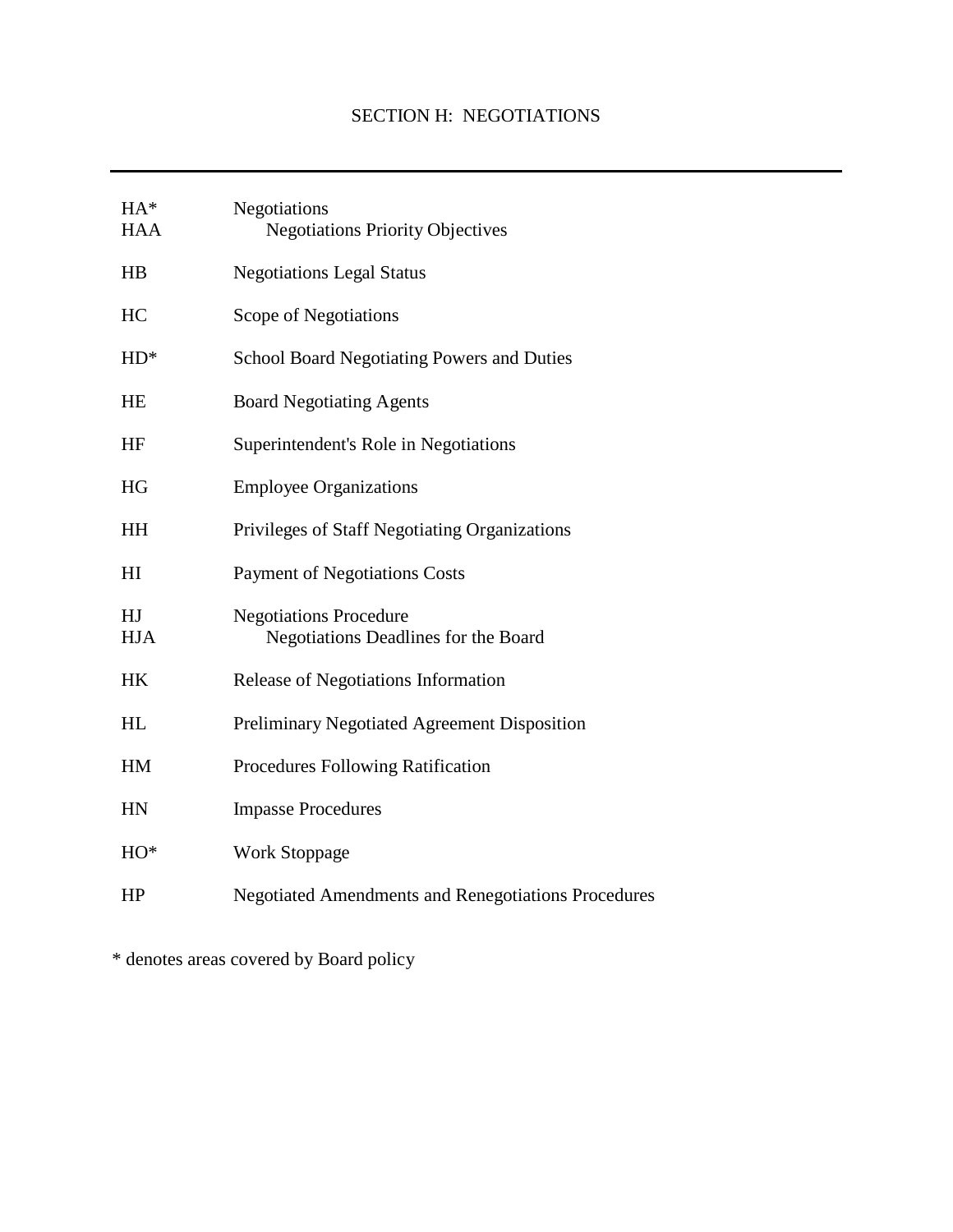# SECTION H: NEGOTIATIONS

---

| Code | Title |
| --- | --- |
| HA* | Negotiations |
| HAA | Negotiations Priority Objectives |
| HB | Negotiations Legal Status |
| HC | Scope of Negotiations |
| HD* | School Board Negotiating Powers and Duties |
| HE | Board Negotiating Agents |
| HF | Superintendent's Role in Negotiations |
| HG | Employee Organizations |
| HH | Privileges of Staff Negotiating Organizations |
| HI | Payment of Negotiations Costs |
| HJ | Negotiations Procedure |
| HJA | Negotiations Deadlines for the Board |
| HK | Release of Negotiations Information |
| HL | Preliminary Negotiated Agreement Disposition |
| HM | Procedures Following Ratification |
| HN | Impasse Procedures |
| HO* | Work Stoppage |
| HP | Negotiated Amendments and Renegotiations Procedures |

* denotes areas covered by Board policy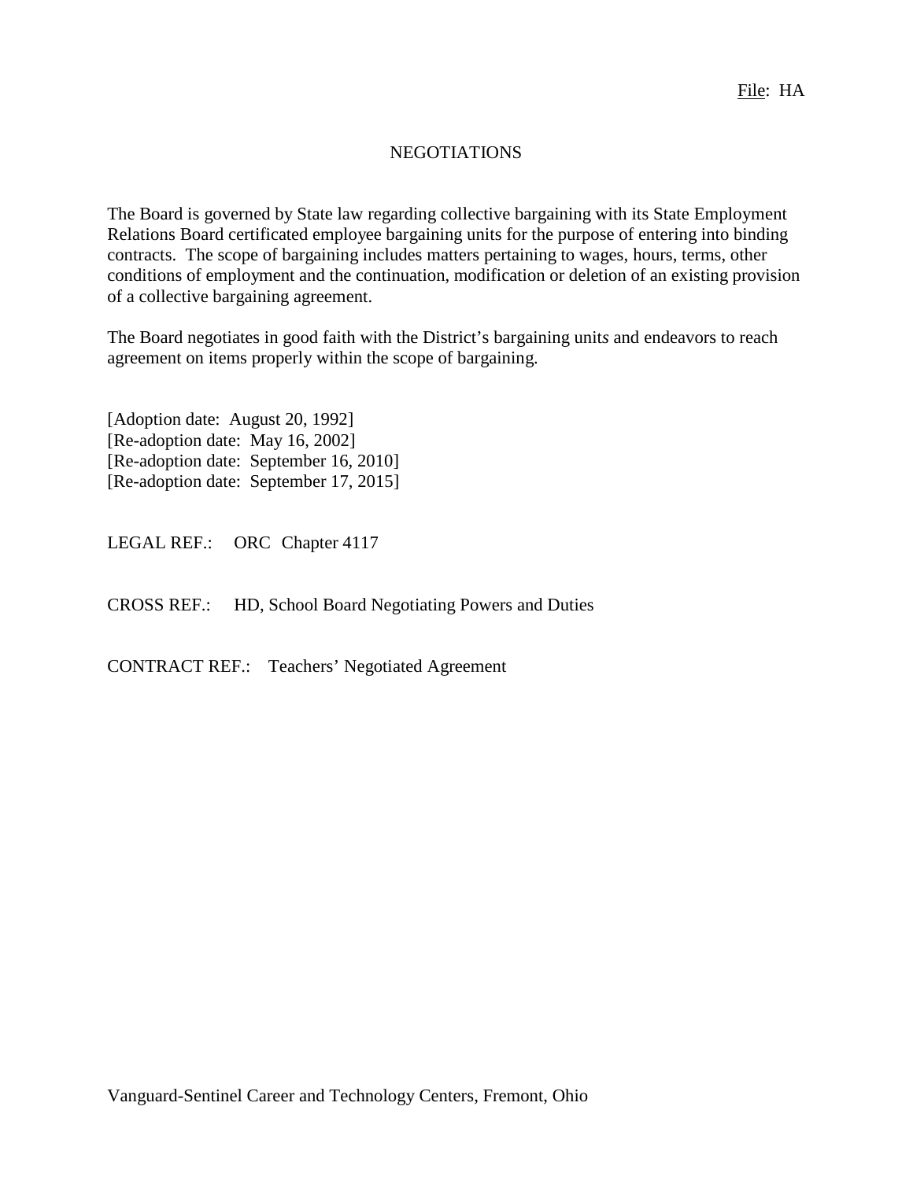File: HA

# NEGOTIATIONS

The Board is governed by State law regarding collective bargaining with its State Employment Relations Board certificated employee bargaining units for the purpose of entering into binding contracts. The scope of bargaining includes matters pertaining to wages, hours, terms, other conditions of employment and the continuation, modification or deletion of an existing provision of a collective bargaining agreement.

The Board negotiates in good faith with the District's bargaining units and endeavors to reach agreement on items properly within the scope of bargaining.

[Adoption date: August 20, 1992]
[Re-adoption date: May 16, 2002]
[Re-adoption date: September 16, 2010]
[Re-adoption date: September 17, 2015]

LEGAL REF.: ORC Chapter 4117

CROSS REF.: HD, School Board Negotiating Powers and Duties

CONTRACT REF.: Teachers' Negotiated Agreement

Vanguard-Sentinel Career and Technology Centers, Fremont, Ohio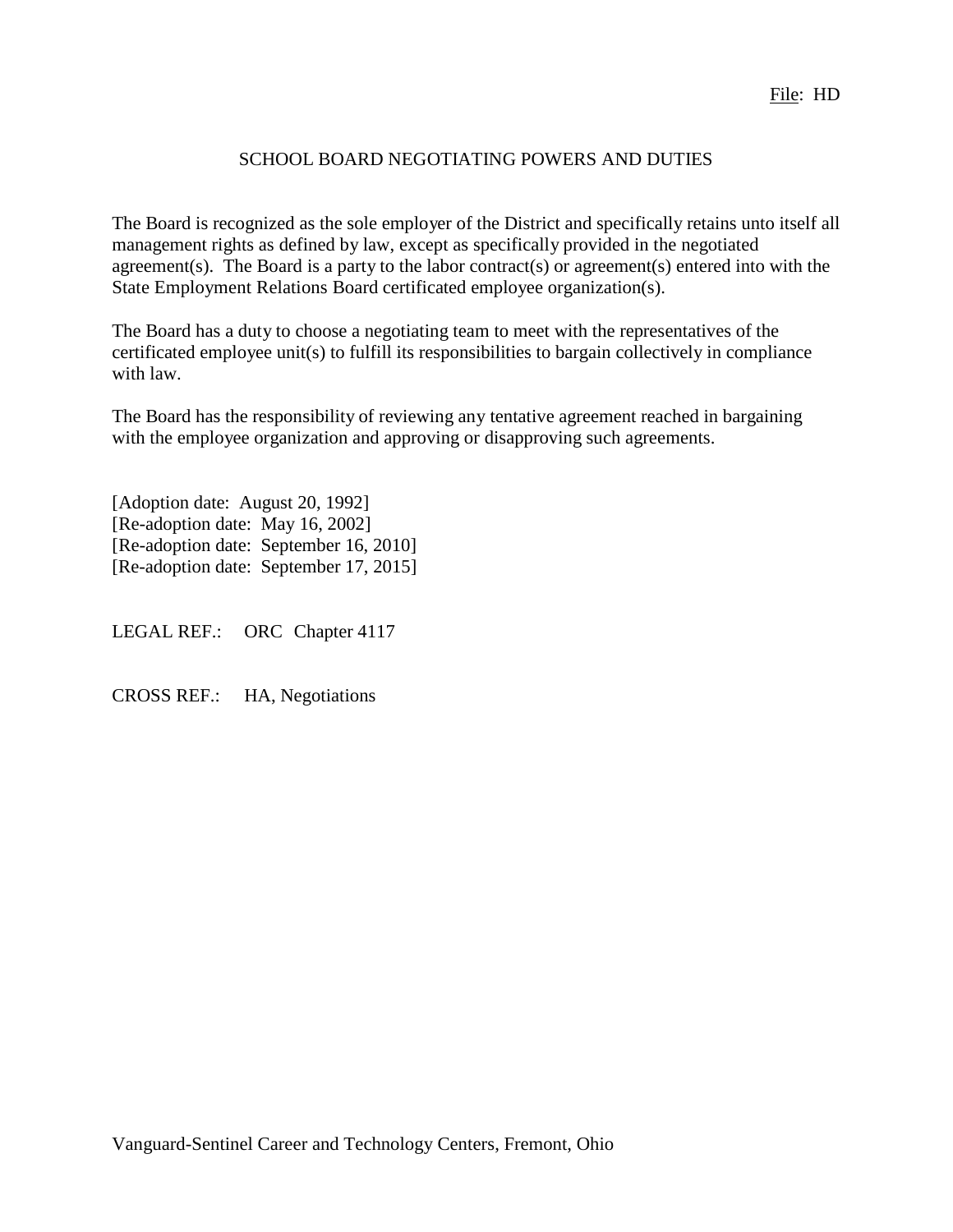File: HD

# SCHOOL BOARD NEGOTIATING POWERS AND DUTIES

The Board is recognized as the sole employer of the District and specifically retains unto itself all management rights as defined by law, except as specifically provided in the negotiated agreement(s). The Board is a party to the labor contract(s) or agreement(s) entered into with the State Employment Relations Board certificated employee organization(s).

The Board has a duty to choose a negotiating team to meet with the representatives of the certificated employee unit(s) to fulfill its responsibilities to bargain collectively in compliance with law.

The Board has the responsibility of reviewing any tentative agreement reached in bargaining with the employee organization and approving or disapproving such agreements.

[Adoption date: August 20, 1992]
[Re-adoption date: May 16, 2002]
[Re-adoption date: September 16, 2010]
[Re-adoption date: September 17, 2015]

LEGAL REF.: ORC Chapter 4117

CROSS REF.: HA, Negotiations

Vanguard-Sentinel Career and Technology Centers, Fremont, Ohio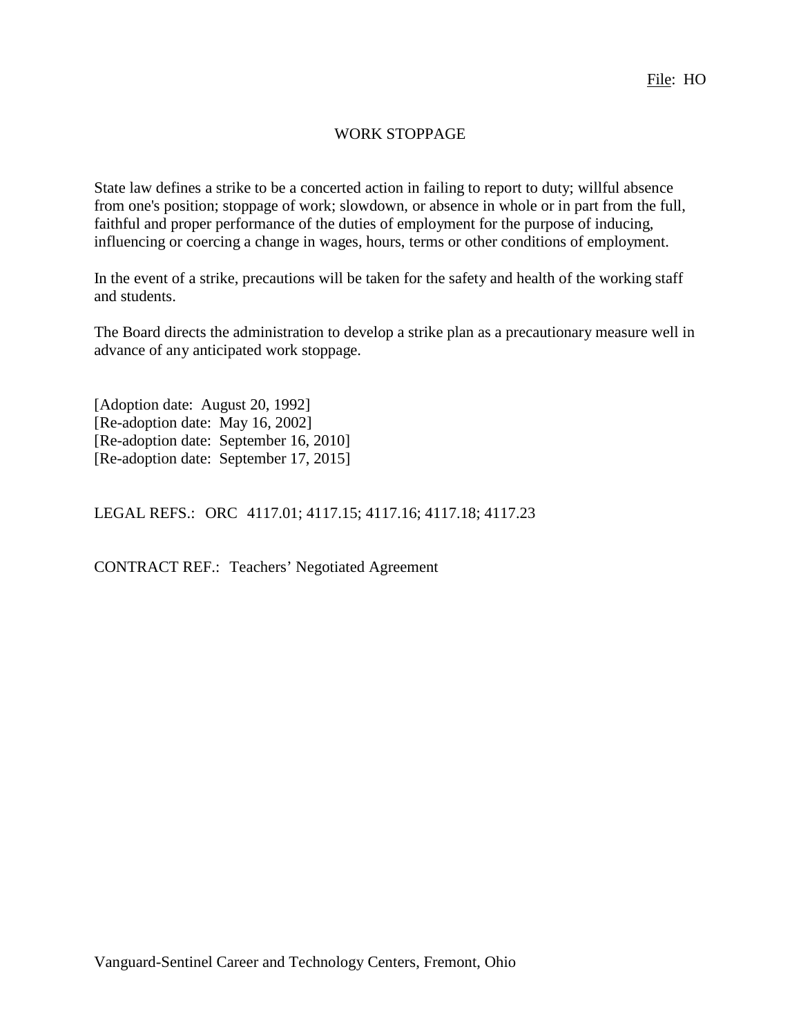File: HO

# WORK STOPPAGE

State law defines a strike to be a concerted action in failing to report to duty; willful absence from one's position; stoppage of work; slowdown, or absence in whole or in part from the full, faithful and proper performance of the duties of employment for the purpose of inducing, influencing or coercing a change in wages, hours, terms or other conditions of employment.

In the event of a strike, precautions will be taken for the safety and health of the working staff and students.

The Board directs the administration to develop a strike plan as a precautionary measure well in advance of any anticipated work stoppage.

[Adoption date: August 20, 1992]
[Re-adoption date: May 16, 2002]
[Re-adoption date: September 16, 2010]
[Re-adoption date: September 17, 2015]

LEGAL REFS.: ORC 4117.01; 4117.15; 4117.16; 4117.18; 4117.23

CONTRACT REF.: Teachers' Negotiated Agreement

Vanguard-Sentinel Career and Technology Centers, Fremont, Ohio